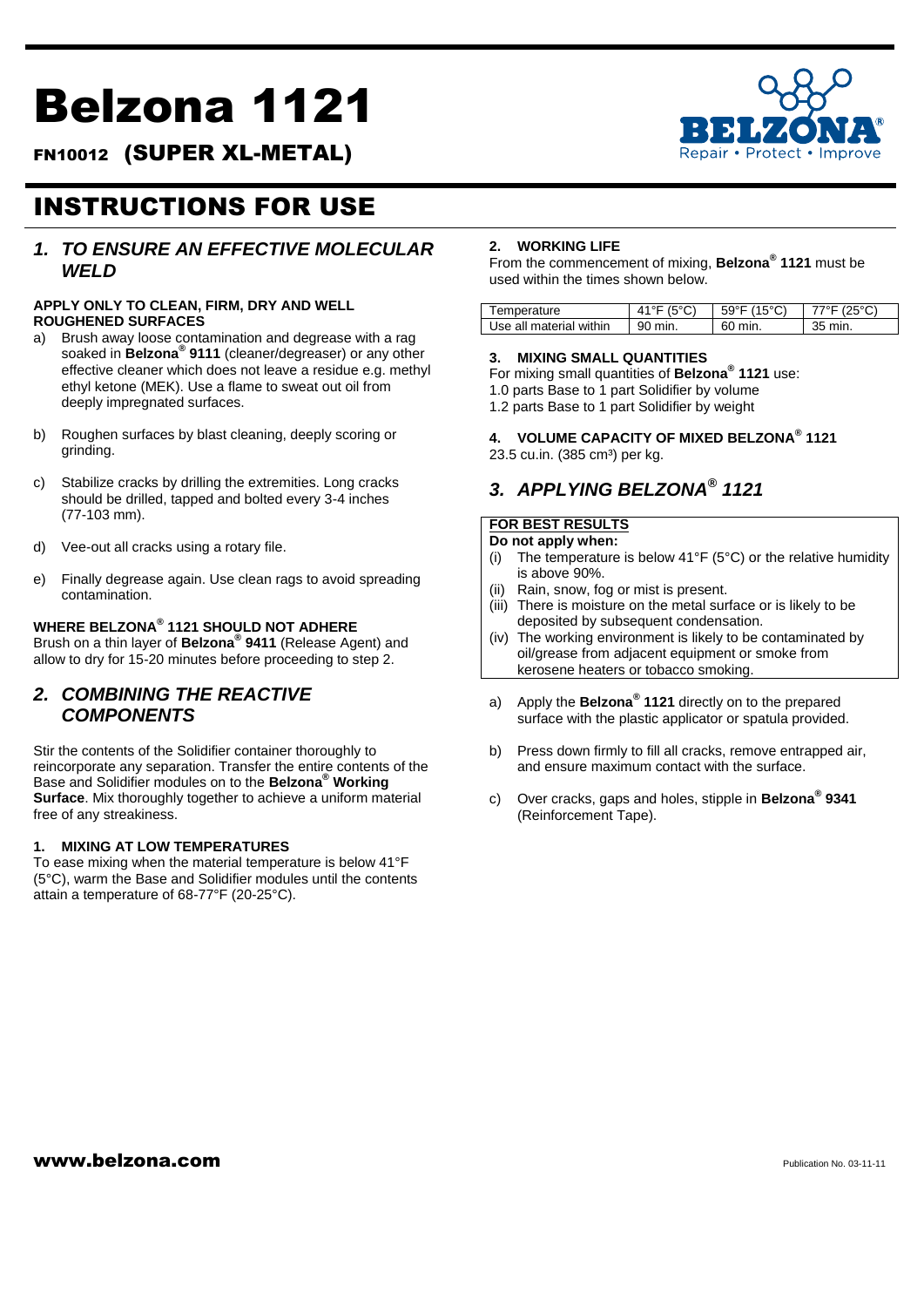# Belzona 1121

**FN10012 (SUPER XL-METAL)**

# INSTRUCTIONS FOR USE

## *1. TO ENSURE AN EFFECTIVE MOLECULAR WELD*

**APPLY ONLY TO CLEAN, FIRM, DRY AND WELL ROUGHENED SURFACES**

a) Brush away loose contamination and degrease with a rag soaked in **Belzona® 9111** (cleaner/degreaser) or any other effective cleaner which does not leave a residue e.g. methyl ethyl ketone (MEK). Use a flame to sweat out oil from deeply impregnated surfaces.

b) Roughen surfaces by blast cleaning, deeply scoring or grinding.

c) Stabilize cracks by drilling the extremities. Long cracks should be drilled, tapped and bolted every 3-4 inches (77-103 mm).

d) Vee-out all cracks using a rotary file.

e) Finally degrease again. Use clean rags to avoid spreading contamination.

**WHERE BELZONA® 1121 SHOULD NOT ADHERE**

Brush on a thin layer of **Belzona® 9411** (Release Agent) and allow to dry for 15-20 minutes before proceeding to step 2.

## *2. COMBINING THE REACTIVE COMPONENTS*

Stir the contents of the Solidifier container thoroughly to reincorporate any separation. Transfer the entire contents of the Base and Solidifier modules on to the **Belzona® Working Surface**. Mix thoroughly together to achieve a uniform material free of any streakiness.

**1. MIXING AT LOW TEMPERATURES**

To ease mixing when the material temperature is below 41°F (5°C), warm the Base and Solidifier modules until the contents attain a temperature of 68-77°F (20-25°C).

**2. WORKING LIFE**

From the commencement of mixing, **Belzona® 1121** must be used within the times shown below.

| Temperature | 41°F (5°C) | 59°F (15°C) | 77°F (25°C) |
|---|---|---|---|
| Use all material within | 90 min. | 60 min. | 35 min. |

**3. MIXING SMALL QUANTITIES**

For mixing small quantities of **Belzona® 1121** use:
1.0 parts Base to 1 part Solidifier by volume
1.2 parts Base to 1 part Solidifier by weight

**4. VOLUME CAPACITY OF MIXED BELZONA® 1121**

23.5 cu.in. (385 cm³) per kg.

## *3. APPLYING BELZONA® 1121*

**FOR BEST RESULTS**

**Do not apply when:**

(i) The temperature is below 41°F (5°C) or the relative humidity is above 90%.
(ii) Rain, snow, fog or mist is present.
(iii) There is moisture on the metal surface or is likely to be deposited by subsequent condensation.
(iv) The working environment is likely to be contaminated by oil/grease from adjacent equipment or smoke from kerosene heaters or tobacco smoking.

a) Apply the **Belzona® 1121** directly on to the prepared surface with the plastic applicator or spatula provided.

b) Press down firmly to fill all cracks, remove entrapped air, and ensure maximum contact with the surface.

c) Over cracks, gaps and holes, stipple in **Belzona® 9341** (Reinforcement Tape).

www.belzona.com

Publication No. 03-11-11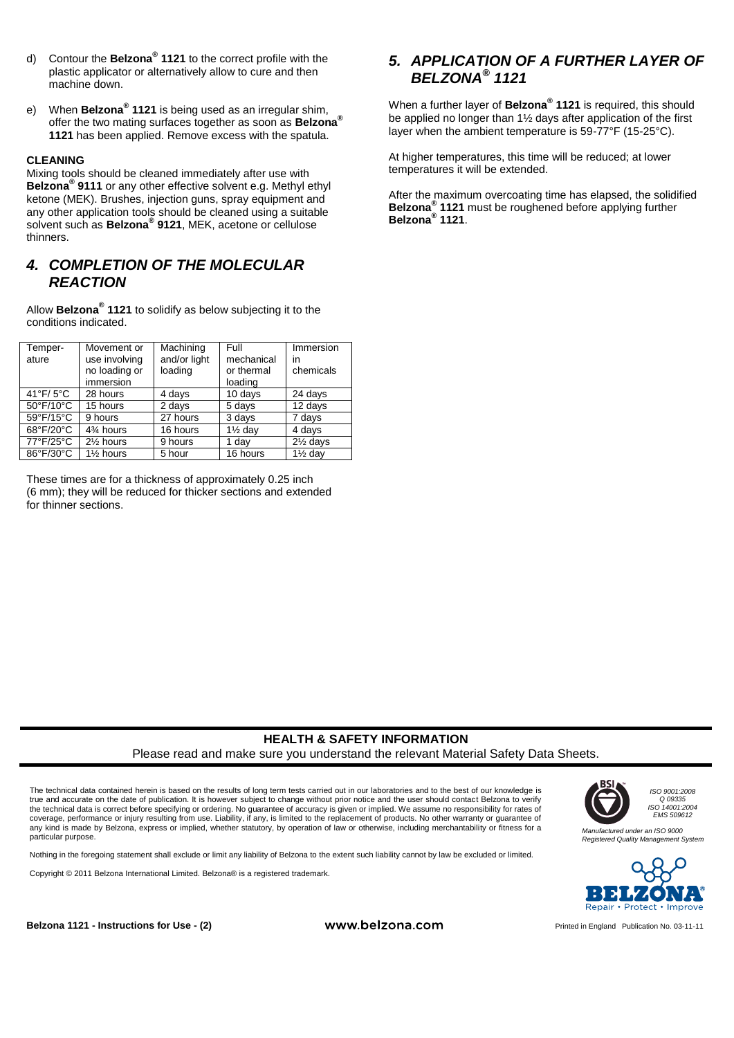d) Contour the **Belzona® 1121** to the correct profile with the plastic applicator or alternatively allow to cure and then machine down.

e) When **Belzona® 1121** is being used as an irregular shim, offer the two mating surfaces together as soon as **Belzona® 1121** has been applied. Remove excess with the spatula.

**CLEANING**

Mixing tools should be cleaned immediately after use with **Belzona® 9111** or any other effective solvent e.g. Methyl ethyl ketone (MEK). Brushes, injection guns, spray equipment and any other application tools should be cleaned using a suitable solvent such as **Belzona® 9121**, MEK, acetone or cellulose thinners.

## *4. COMPLETION OF THE MOLECULAR REACTION*

Allow **Belzona® 1121** to solidify as below subjecting it to the conditions indicated.

| Temperature | Movement or use involving no loading or immersion | Machining and/or light loading | Full mechanical or thermal loading | Immersion in chemicals |
|---|---|---|---|---|
| 41°F/ 5°C | 28 hours | 4 days | 10 days | 24 days |
| 50°F/10°C | 15 hours | 2 days | 5 days | 12 days |
| 59°F/15°C | 9 hours | 27 hours | 3 days | 7 days |
| 68°F/20°C | 4¾ hours | 16 hours | 1½ day | 4 days |
| 77°F/25°C | 2½ hours | 9 hours | 1 day | 2½ days |
| 86°F/30°C | 1½ hours | 5 hour | 16 hours | 1½ day |

These times are for a thickness of approximately 0.25 inch (6 mm); they will be reduced for thicker sections and extended for thinner sections.

## *5. APPLICATION OF A FURTHER LAYER OF BELZONA® 1121*

When a further layer of **Belzona® 1121** is required, this should be applied no longer than 1½ days after application of the first layer when the ambient temperature is 59-77°F (15-25°C).

At higher temperatures, this time will be reduced; at lower temperatures it will be extended.

After the maximum overcoating time has elapsed, the solidified **Belzona® 1121** must be roughened before applying further **Belzona® 1121**.

**HEALTH & SAFETY INFORMATION**

Please read and make sure you understand the relevant Material Safety Data Sheets.

The technical data contained herein is based on the results of long term tests carried out in our laboratories and to the best of our knowledge is true and accurate on the date of publication. It is however subject to change without prior notice and the user should contact Belzona to verify the technical data is correct before specifying or ordering. No guarantee of accuracy is given or implied. We assume no responsibility for rates of coverage, performance or injury resulting from use. Liability, if any, is limited to the replacement of products. No other warranty or guarantee of any kind is made by Belzona, express or implied, whether statutory, by operation of law or otherwise, including merchantability or fitness for a particular purpose.

Nothing in the foregoing statement shall exclude or limit any liability of Belzona to the extent such liability cannot by law be excluded or limited.

Copyright © 2011 Belzona International Limited. Belzona® is a registered trademark.

*ISO 9001:2008 Q 09335*
*ISO 14001:2004 EMS 509612*

*Manufactured under an ISO 9000 Registered Quality Management System*

Repair • Protect • Improve

**Belzona 1121 - Instructions for Use - (2)** www.belzona.com Printed in England Publication No. 03-11-11